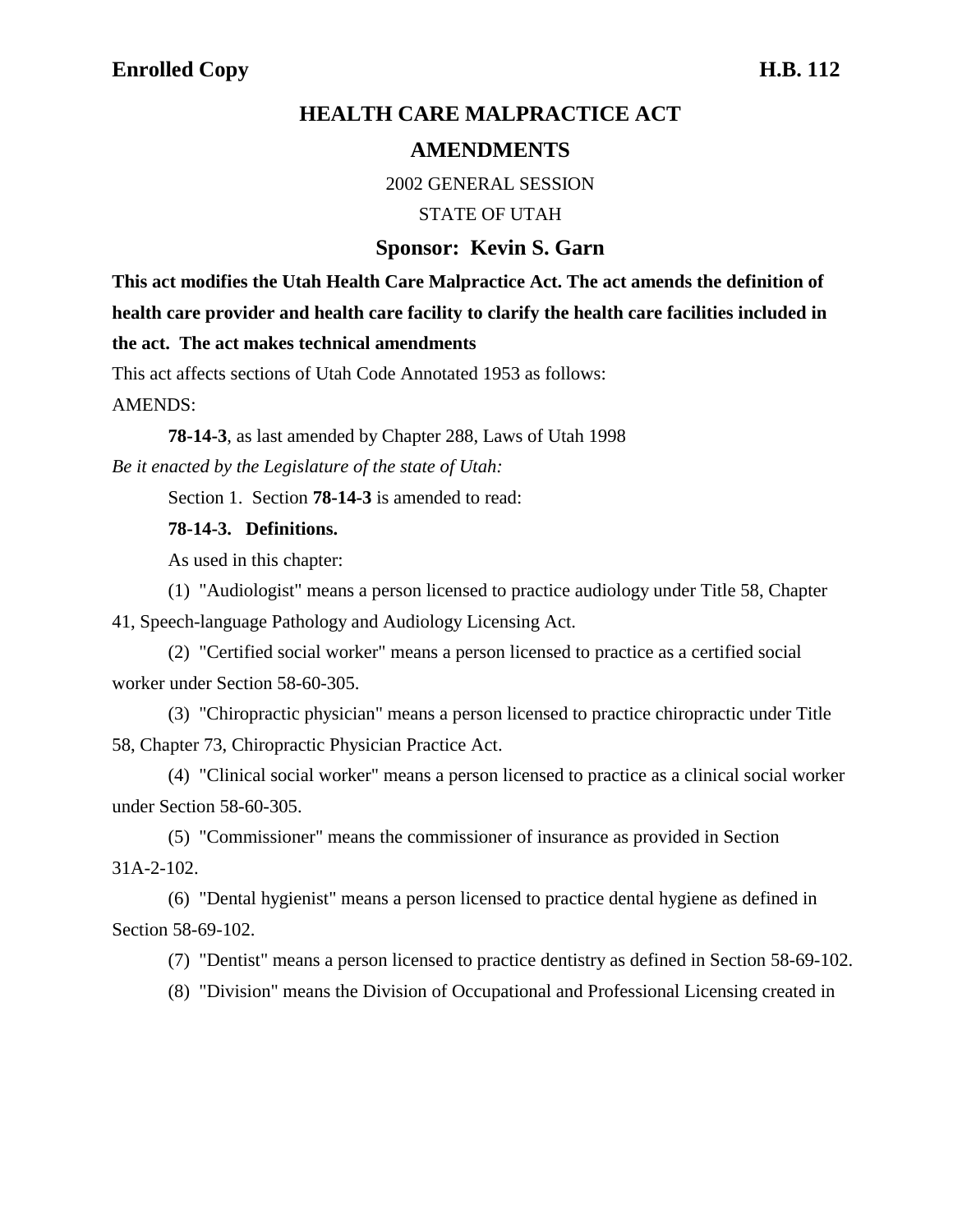**Enrolled Copy** **H.B. 112**

# HEALTH CARE MALPRACTICE ACT AMENDMENTS

2002 GENERAL SESSION

STATE OF UTAH

## Sponsor: Kevin S. Garn

**This act modifies the Utah Health Care Malpractice Act. The act amends the definition of health care provider and health care facility to clarify the health care facilities included in the act. The act makes technical amendments**

This act affects sections of Utah Code Annotated 1953 as follows:

AMENDS:

**78-14-3**, as last amended by Chapter 288, Laws of Utah 1998

*Be it enacted by the Legislature of the state of Utah:*

Section 1. Section **78-14-3** is amended to read:

**78-14-3. Definitions.**

As used in this chapter:

(1) "Audiologist" means a person licensed to practice audiology under Title 58, Chapter 41, Speech-language Pathology and Audiology Licensing Act.

(2) "Certified social worker" means a person licensed to practice as a certified social worker under Section 58-60-305.

(3) "Chiropractic physician" means a person licensed to practice chiropractic under Title 58, Chapter 73, Chiropractic Physician Practice Act.

(4) "Clinical social worker" means a person licensed to practice as a clinical social worker under Section 58-60-305.

(5) "Commissioner" means the commissioner of insurance as provided in Section 31A-2-102.

(6) "Dental hygienist" means a person licensed to practice dental hygiene as defined in Section 58-69-102.

(7) "Dentist" means a person licensed to practice dentistry as defined in Section 58-69-102.

(8) "Division" means the Division of Occupational and Professional Licensing created in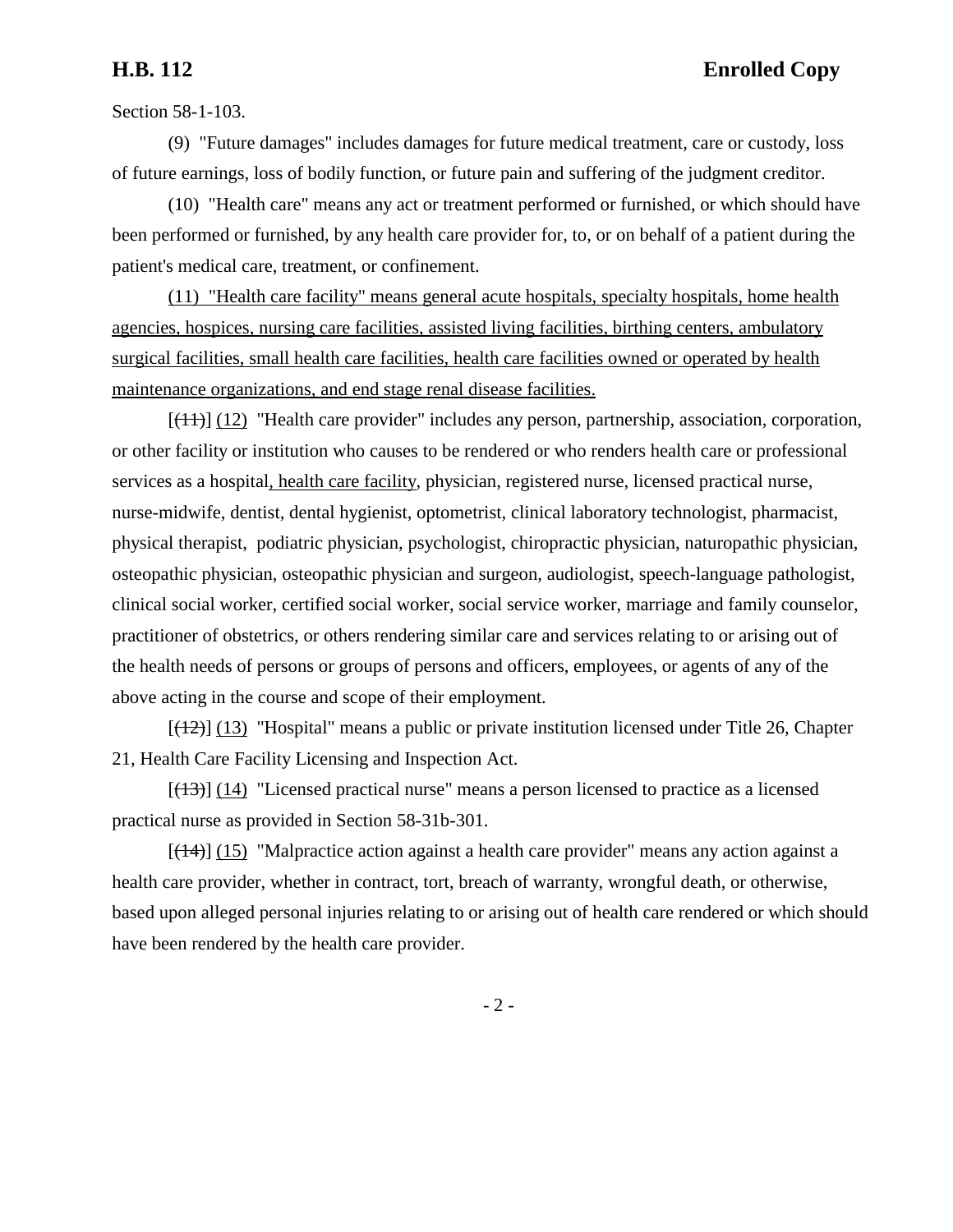Section 58-1-103.

(9) "Future damages" includes damages for future medical treatment, care or custody, loss of future earnings, loss of bodily function, or future pain and suffering of the judgment creditor.

(10) "Health care" means any act or treatment performed or furnished, or which should have been performed or furnished, by any health care provider for, to, or on behalf of a patient during the patient's medical care, treatment, or confinement.

<u>(11) "Health care facility" means general acute hospitals, specialty hospitals, home health agencies, hospices, nursing care facilities, assisted living facilities, birthing centers, ambulatory surgical facilities, small health care facilities, health care facilities owned or operated by health maintenance organizations, and end stage renal disease facilities.</u>

[~~(11)~~] <u>(12)</u> "Health care provider" includes any person, partnership, association, corporation, or other facility or institution who causes to be rendered or who renders health care or professional services as a hospital<u>, health care facility</u>, physician, registered nurse, licensed practical nurse, nurse-midwife, dentist, dental hygienist, optometrist, clinical laboratory technologist, pharmacist, physical therapist, podiatric physician, psychologist, chiropractic physician, naturopathic physician, osteopathic physician, osteopathic physician and surgeon, audiologist, speech-language pathologist, clinical social worker, certified social worker, social service worker, marriage and family counselor, practitioner of obstetrics, or others rendering similar care and services relating to or arising out of the health needs of persons or groups of persons and officers, employees, or agents of any of the above acting in the course and scope of their employment.

[~~(12)~~] <u>(13)</u> "Hospital" means a public or private institution licensed under Title 26, Chapter 21, Health Care Facility Licensing and Inspection Act.

[~~(13)~~] <u>(14)</u> "Licensed practical nurse" means a person licensed to practice as a licensed practical nurse as provided in Section 58-31b-301.

[~~(14)~~] <u>(15)</u> "Malpractice action against a health care provider" means any action against a health care provider, whether in contract, tort, breach of warranty, wrongful death, or otherwise, based upon alleged personal injuries relating to or arising out of health care rendered or which should have been rendered by the health care provider.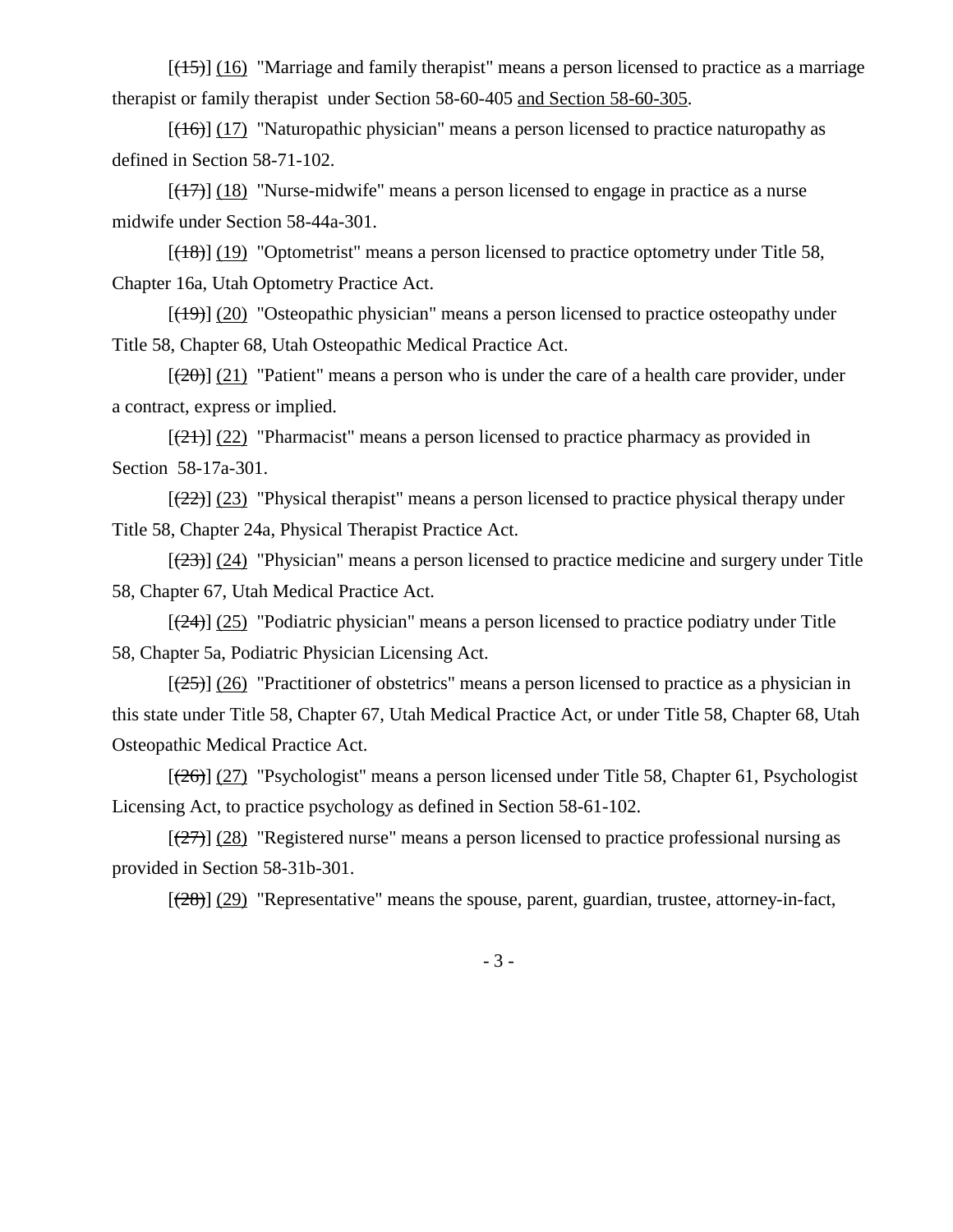[(15)] (16) "Marriage and family therapist" means a person licensed to practice as a marriage therapist or family therapist under Section 58-60-405 and Section 58-60-305.

[(16)] (17) "Naturopathic physician" means a person licensed to practice naturopathy as defined in Section 58-71-102.

[(17)] (18) "Nurse-midwife" means a person licensed to engage in practice as a nurse midwife under Section 58-44a-301.

[(18)] (19) "Optometrist" means a person licensed to practice optometry under Title 58, Chapter 16a, Utah Optometry Practice Act.

[(19)] (20) "Osteopathic physician" means a person licensed to practice osteopathy under Title 58, Chapter 68, Utah Osteopathic Medical Practice Act.

[(20)] (21) "Patient" means a person who is under the care of a health care provider, under a contract, express or implied.

[(21)] (22) "Pharmacist" means a person licensed to practice pharmacy as provided in Section 58-17a-301.

[(22)] (23) "Physical therapist" means a person licensed to practice physical therapy under Title 58, Chapter 24a, Physical Therapist Practice Act.

[(23)] (24) "Physician" means a person licensed to practice medicine and surgery under Title 58, Chapter 67, Utah Medical Practice Act.

[(24)] (25) "Podiatric physician" means a person licensed to practice podiatry under Title 58, Chapter 5a, Podiatric Physician Licensing Act.

[(25)] (26) "Practitioner of obstetrics" means a person licensed to practice as a physician in this state under Title 58, Chapter 67, Utah Medical Practice Act, or under Title 58, Chapter 68, Utah Osteopathic Medical Practice Act.

[(26)] (27) "Psychologist" means a person licensed under Title 58, Chapter 61, Psychologist Licensing Act, to practice psychology as defined in Section 58-61-102.

[(27)] (28) "Registered nurse" means a person licensed to practice professional nursing as provided in Section 58-31b-301.

[(28)] (29) "Representative" means the spouse, parent, guardian, trustee, attorney-in-fact,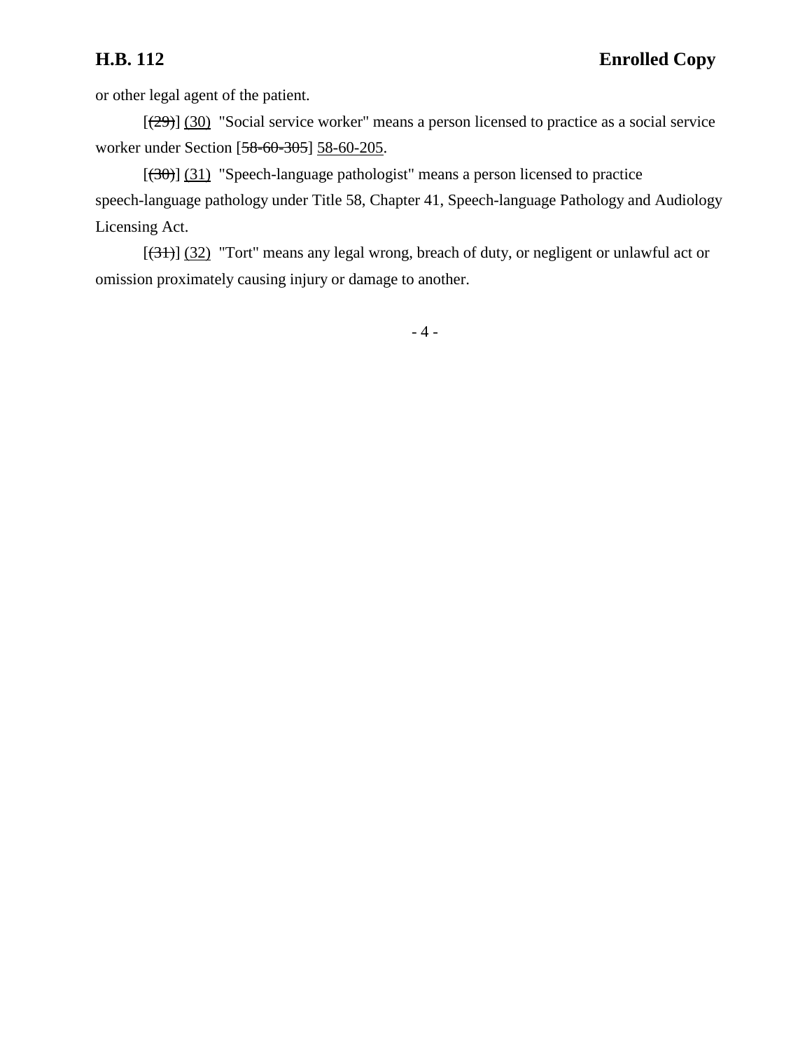or other legal agent of the patient.

[~~(29)~~] <u>(30)</u> "Social service worker" means a person licensed to practice as a social service worker under Section [~~58-60-305~~] <u>58-60-205</u>.

[~~(30)~~] <u>(31)</u> "Speech-language pathologist" means a person licensed to practice speech-language pathology under Title 58, Chapter 41, Speech-language Pathology and Audiology Licensing Act.

[~~(31)~~] <u>(32)</u> "Tort" means any legal wrong, breach of duty, or negligent or unlawful act or omission proximately causing injury or damage to another.